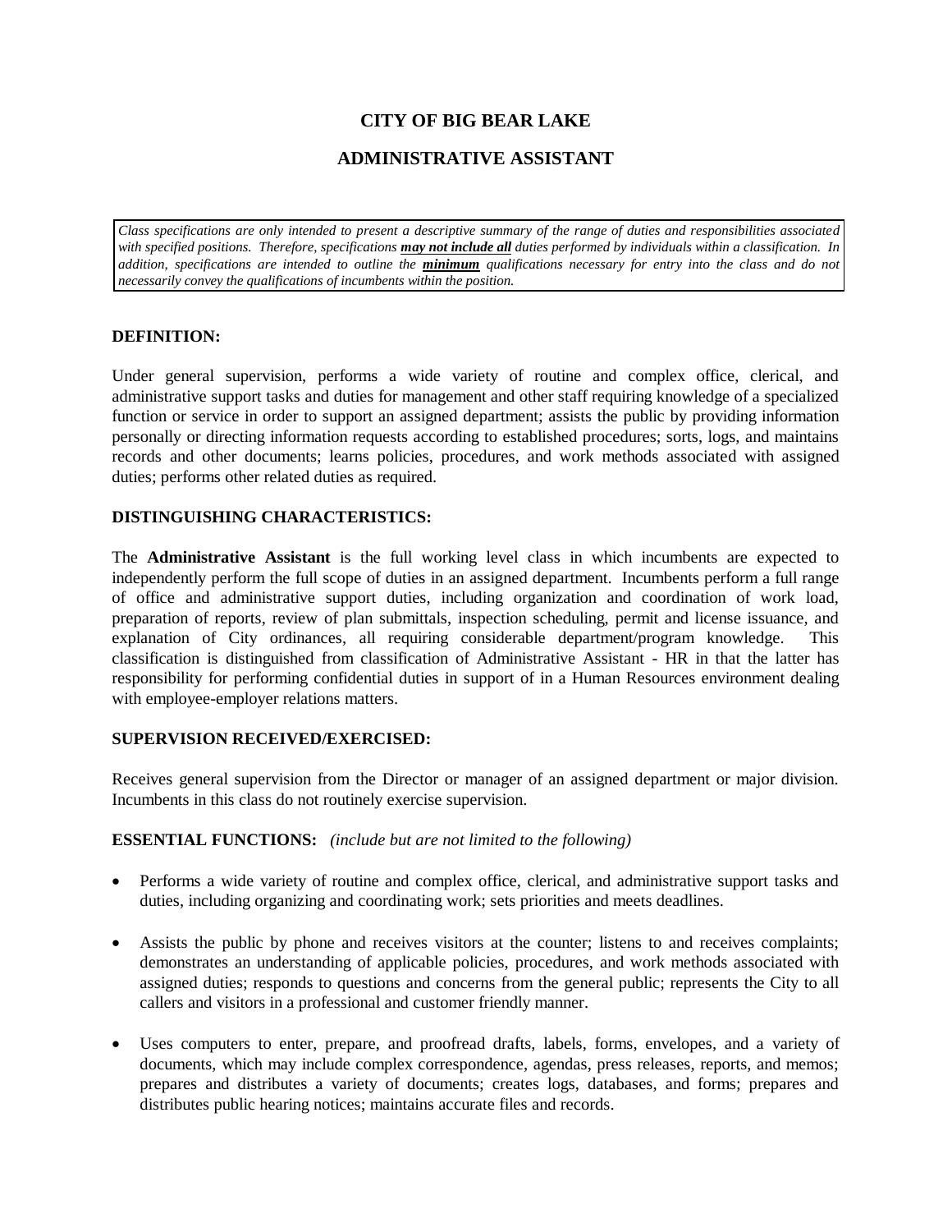# CITY OF BIG BEAR LAKE

## ADMINISTRATIVE ASSISTANT

*Class specifications are only intended to present a descriptive summary of the range of duties and responsibilities associated with specified positions. Therefore, specifications* ***may not include all*** *duties performed by individuals within a classification. In addition, specifications are intended to outline the* ***minimum*** *qualifications necessary for entry into the class and do not necessarily convey the qualifications of incumbents within the position.*

### DEFINITION:

Under general supervision, performs a wide variety of routine and complex office, clerical, and administrative support tasks and duties for management and other staff requiring knowledge of a specialized function or service in order to support an assigned department; assists the public by providing information personally or directing information requests according to established procedures; sorts, logs, and maintains records and other documents; learns policies, procedures, and work methods associated with assigned duties; performs other related duties as required.

### DISTINGUISHING CHARACTERISTICS:

The **Administrative Assistant** is the full working level class in which incumbents are expected to independently perform the full scope of duties in an assigned department. Incumbents perform a full range of office and administrative support duties, including organization and coordination of work load, preparation of reports, review of plan submittals, inspection scheduling, permit and license issuance, and explanation of City ordinances, all requiring considerable department/program knowledge. This classification is distinguished from classification of Administrative Assistant - HR in that the latter has responsibility for performing confidential duties in support of in a Human Resources environment dealing with employee-employer relations matters.

### SUPERVISION RECEIVED/EXERCISED:

Receives general supervision from the Director or manager of an assigned department or major division. Incumbents in this class do not routinely exercise supervision.

### ESSENTIAL FUNCTIONS: *(include but are not limited to the following)*

- Performs a wide variety of routine and complex office, clerical, and administrative support tasks and duties, including organizing and coordinating work; sets priorities and meets deadlines.
- Assists the public by phone and receives visitors at the counter; listens to and receives complaints; demonstrates an understanding of applicable policies, procedures, and work methods associated with assigned duties; responds to questions and concerns from the general public; represents the City to all callers and visitors in a professional and customer friendly manner.
- Uses computers to enter, prepare, and proofread drafts, labels, forms, envelopes, and a variety of documents, which may include complex correspondence, agendas, press releases, reports, and memos; prepares and distributes a variety of documents; creates logs, databases, and forms; prepares and distributes public hearing notices; maintains accurate files and records.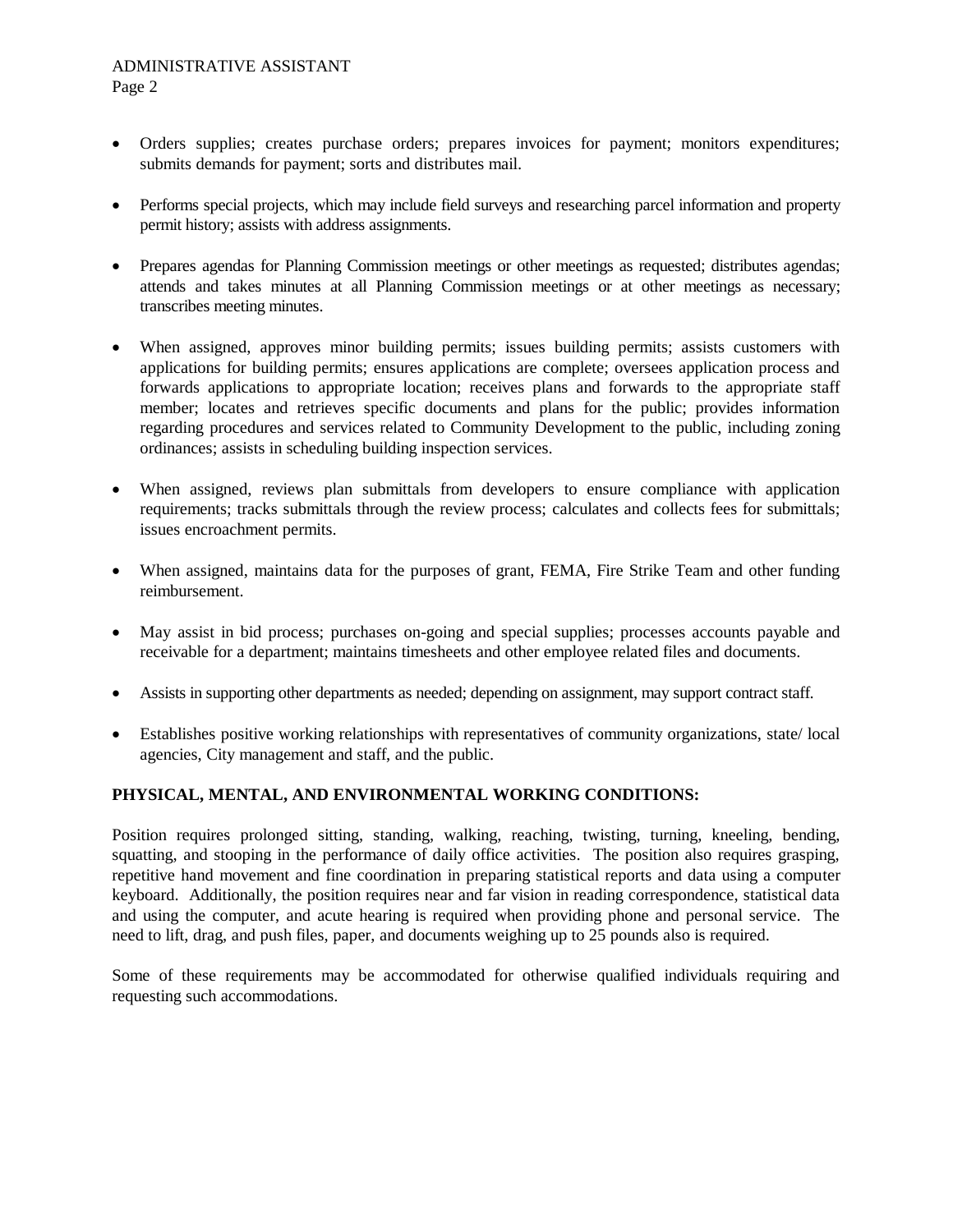- Orders supplies; creates purchase orders; prepares invoices for payment; monitors expenditures; submits demands for payment; sorts and distributes mail.

- Performs special projects, which may include field surveys and researching parcel information and property permit history; assists with address assignments.

- Prepares agendas for Planning Commission meetings or other meetings as requested; distributes agendas; attends and takes minutes at all Planning Commission meetings or at other meetings as necessary; transcribes meeting minutes.

- When assigned, approves minor building permits; issues building permits; assists customers with applications for building permits; ensures applications are complete; oversees application process and forwards applications to appropriate location; receives plans and forwards to the appropriate staff member; locates and retrieves specific documents and plans for the public; provides information regarding procedures and services related to Community Development to the public, including zoning ordinances; assists in scheduling building inspection services.

- When assigned, reviews plan submittals from developers to ensure compliance with application requirements; tracks submittals through the review process; calculates and collects fees for submittals; issues encroachment permits.

- When assigned, maintains data for the purposes of grant, FEMA, Fire Strike Team and other funding reimbursement.

- May assist in bid process; purchases on-going and special supplies; processes accounts payable and receivable for a department; maintains timesheets and other employee related files and documents.

- Assists in supporting other departments as needed; depending on assignment, may support contract staff.

- Establishes positive working relationships with representatives of community organizations, state/ local agencies, City management and staff, and the public.

**PHYSICAL, MENTAL, AND ENVIRONMENTAL WORKING CONDITIONS:**

Position requires prolonged sitting, standing, walking, reaching, twisting, turning, kneeling, bending, squatting, and stooping in the performance of daily office activities. The position also requires grasping, repetitive hand movement and fine coordination in preparing statistical reports and data using a computer keyboard. Additionally, the position requires near and far vision in reading correspondence, statistical data and using the computer, and acute hearing is required when providing phone and personal service. The need to lift, drag, and push files, paper, and documents weighing up to 25 pounds also is required.

Some of these requirements may be accommodated for otherwise qualified individuals requiring and requesting such accommodations.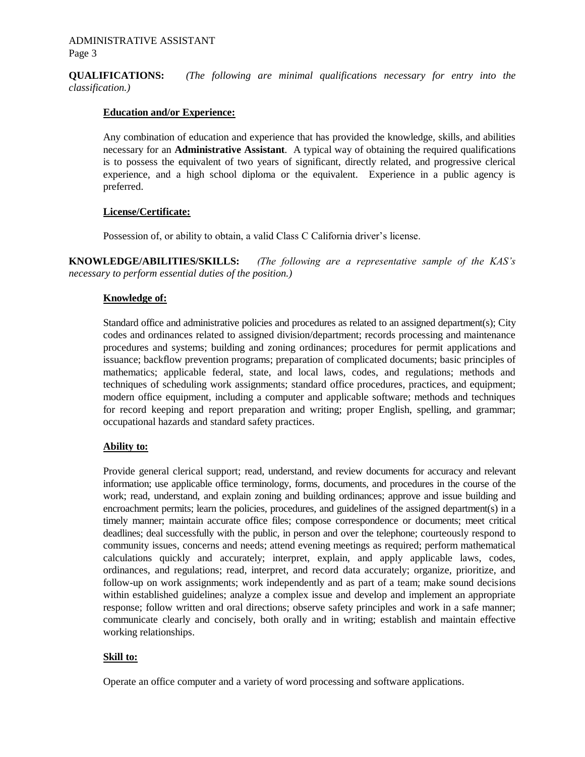**QUALIFICATIONS:** *(The following are minimal qualifications necessary for entry into the classification.)*

**Education and/or Experience:**

Any combination of education and experience that has provided the knowledge, skills, and abilities necessary for an **Administrative Assistant**. A typical way of obtaining the required qualifications is to possess the equivalent of two years of significant, directly related, and progressive clerical experience, and a high school diploma or the equivalent. Experience in a public agency is preferred.

**License/Certificate:**

Possession of, or ability to obtain, a valid Class C California driver's license.

**KNOWLEDGE/ABILITIES/SKILLS:** *(The following are a representative sample of the KAS's necessary to perform essential duties of the position.)*

**Knowledge of:**

Standard office and administrative policies and procedures as related to an assigned department(s); City codes and ordinances related to assigned division/department; records processing and maintenance procedures and systems; building and zoning ordinances; procedures for permit applications and issuance; backflow prevention programs; preparation of complicated documents; basic principles of mathematics; applicable federal, state, and local laws, codes, and regulations; methods and techniques of scheduling work assignments; standard office procedures, practices, and equipment; modern office equipment, including a computer and applicable software; methods and techniques for record keeping and report preparation and writing; proper English, spelling, and grammar; occupational hazards and standard safety practices.

**Ability to:**

Provide general clerical support; read, understand, and review documents for accuracy and relevant information; use applicable office terminology, forms, documents, and procedures in the course of the work; read, understand, and explain zoning and building ordinances; approve and issue building and encroachment permits; learn the policies, procedures, and guidelines of the assigned department(s) in a timely manner; maintain accurate office files; compose correspondence or documents; meet critical deadlines; deal successfully with the public, in person and over the telephone; courteously respond to community issues, concerns and needs; attend evening meetings as required; perform mathematical calculations quickly and accurately; interpret, explain, and apply applicable laws, codes, ordinances, and regulations; read, interpret, and record data accurately; organize, prioritize, and follow-up on work assignments; work independently and as part of a team; make sound decisions within established guidelines; analyze a complex issue and develop and implement an appropriate response; follow written and oral directions; observe safety principles and work in a safe manner; communicate clearly and concisely, both orally and in writing; establish and maintain effective working relationships.

**Skill to:**

Operate an office computer and a variety of word processing and software applications.